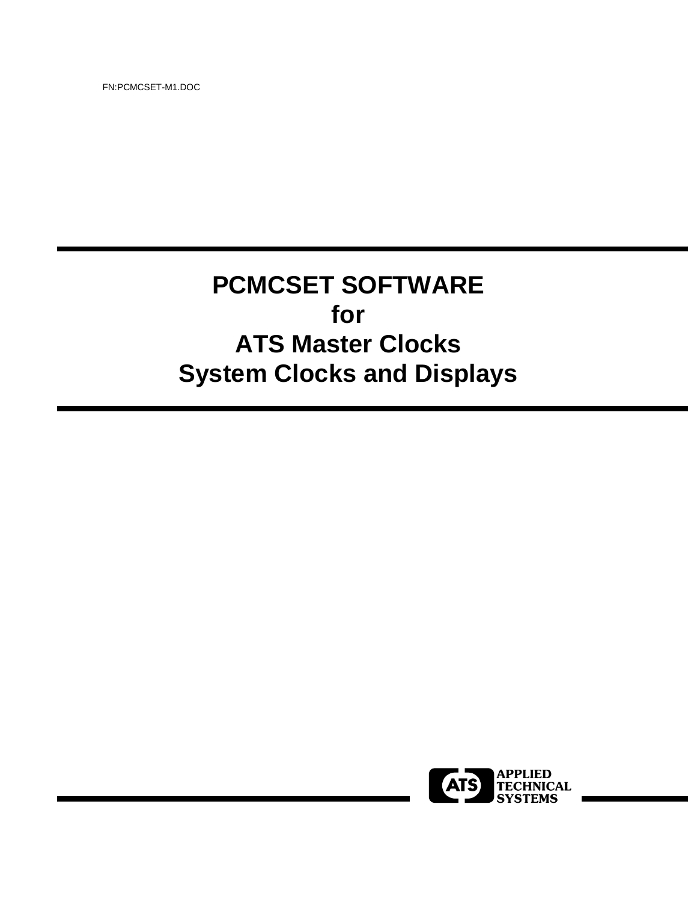FN:PCMCSET-M1.DOC

# PCMCSET SOFTWARE
# for
# ATS Master Clocks
# System Clocks and Displays

ATS APPLIED TECHNICAL SYSTEMS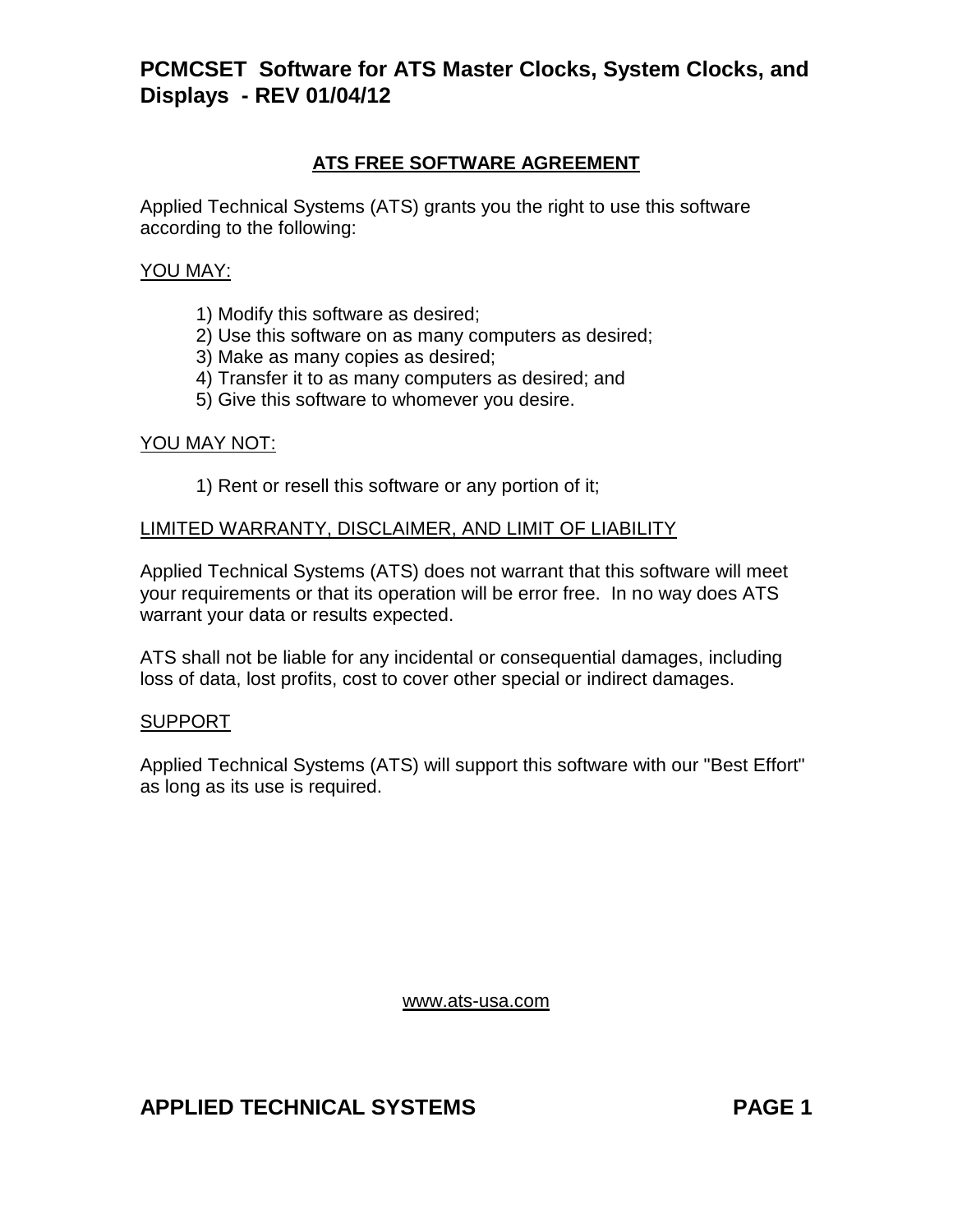## ATS FREE SOFTWARE AGREEMENT

Applied Technical Systems (ATS) grants you the right to use this software according to the following:

YOU MAY:

1) Modify this software as desired;
2) Use this software on as many computers as desired;
3) Make as many copies as desired;
4) Transfer it to as many computers as desired; and
5) Give this software to whomever you desire.

YOU MAY NOT:

1) Rent or resell this software or any portion of it;

LIMITED WARRANTY, DISCLAIMER, AND LIMIT OF LIABILITY

Applied Technical Systems (ATS) does not warrant that this software will meet your requirements or that its operation will be error free. In no way does ATS warrant your data or results expected.

ATS shall not be liable for any incidental or consequential damages, including loss of data, lost profits, cost to cover other special or indirect damages.

SUPPORT

Applied Technical Systems (ATS) will support this software with our "Best Effort" as long as its use is required.

www.ats-usa.com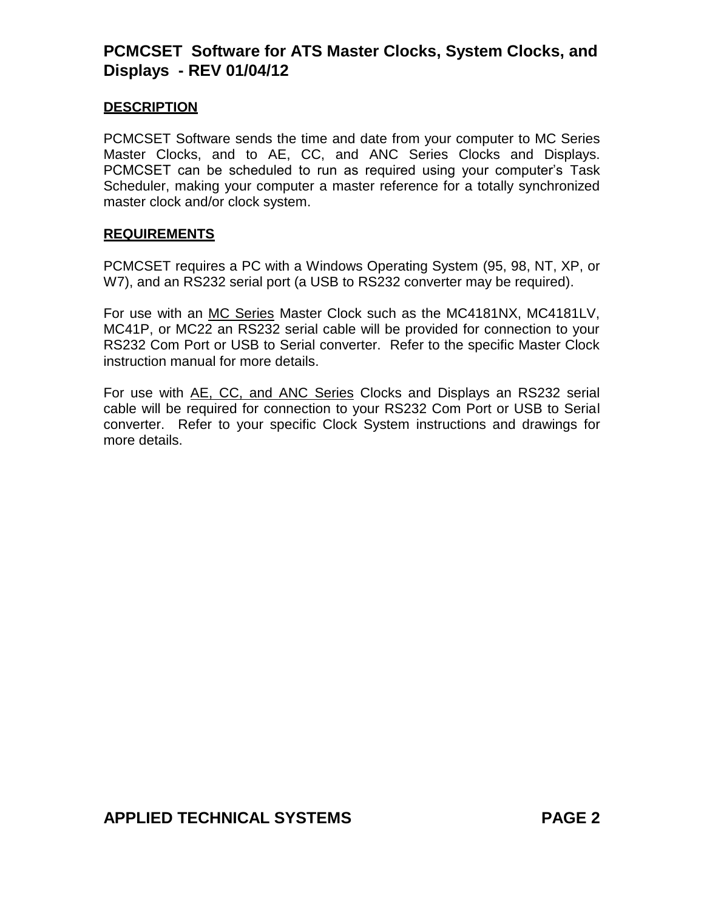## DESCRIPTION

PCMCSET Software sends the time and date from your computer to MC Series Master Clocks, and to AE, CC, and ANC Series Clocks and Displays. PCMCSET can be scheduled to run as required using your computer's Task Scheduler, making your computer a master reference for a totally synchronized master clock and/or clock system.

## REQUIREMENTS

PCMCSET requires a PC with a Windows Operating System (95, 98, NT, XP, or W7), and an RS232 serial port (a USB to RS232 converter may be required).

For use with an MC Series Master Clock such as the MC4181NX, MC4181LV, MC41P, or MC22 an RS232 serial cable will be provided for connection to your RS232 Com Port or USB to Serial converter. Refer to the specific Master Clock instruction manual for more details.

For use with AE, CC, and ANC Series Clocks and Displays an RS232 serial cable will be required for connection to your RS232 Com Port or USB to Serial converter. Refer to your specific Clock System instructions and drawings for more details.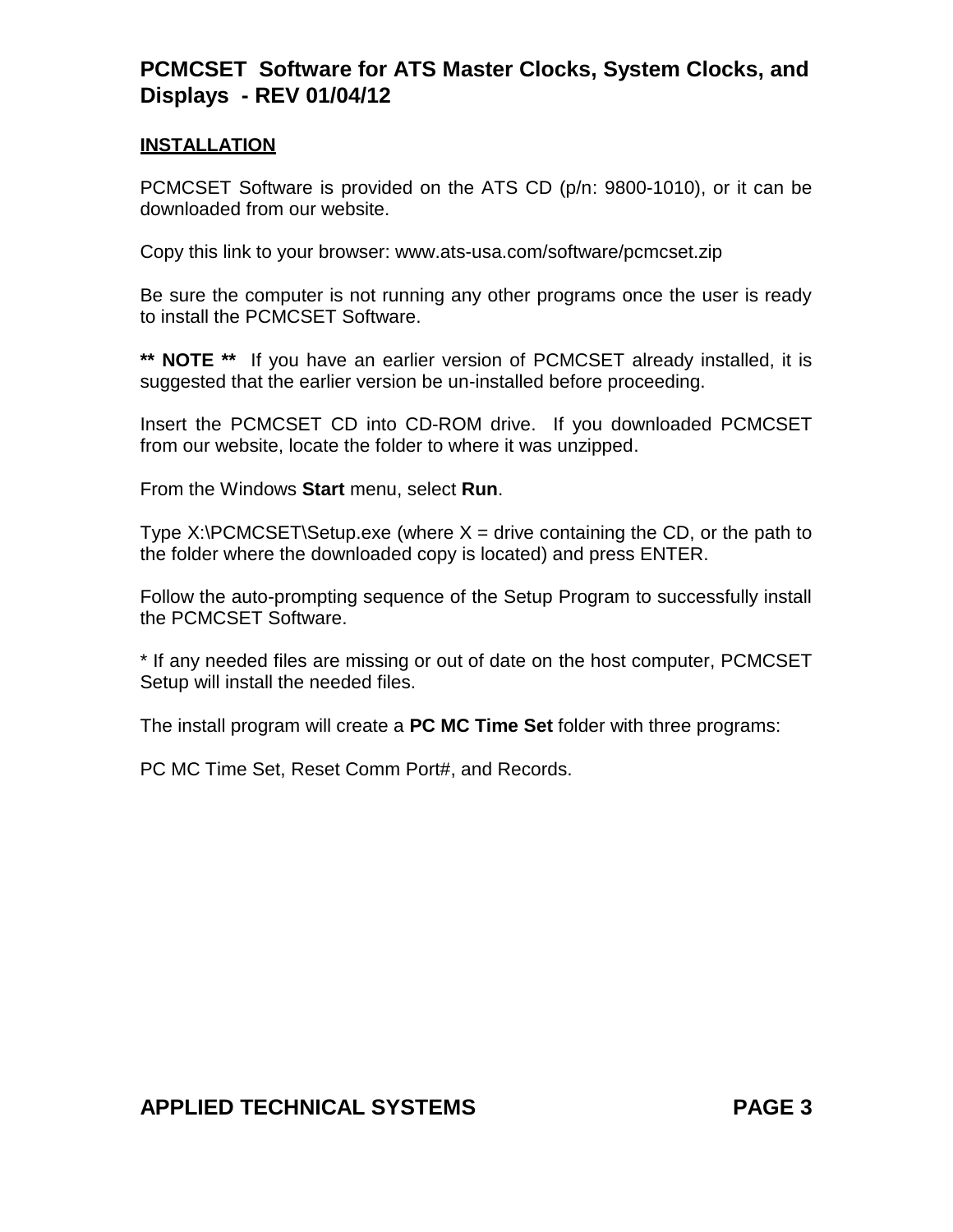## INSTALLATION

PCMCSET Software is provided on the ATS CD (p/n: 9800-1010), or it can be downloaded from our website.

Copy this link to your browser: www.ats-usa.com/software/pcmcset.zip

Be sure the computer is not running any other programs once the user is ready to install the PCMCSET Software.

**\*\* NOTE \*\*** If you have an earlier version of PCMCSET already installed, it is suggested that the earlier version be un-installed before proceeding.

Insert the PCMCSET CD into CD-ROM drive. If you downloaded PCMCSET from our website, locate the folder to where it was unzipped.

From the Windows **Start** menu, select **Run**.

Type X:\PCMCSET\Setup.exe (where X = drive containing the CD, or the path to the folder where the downloaded copy is located) and press ENTER.

Follow the auto-prompting sequence of the Setup Program to successfully install the PCMCSET Software.

* If any needed files are missing or out of date on the host computer, PCMCSET Setup will install the needed files.

The install program will create a **PC MC Time Set** folder with three programs:

PC MC Time Set, Reset Comm Port#, and Records.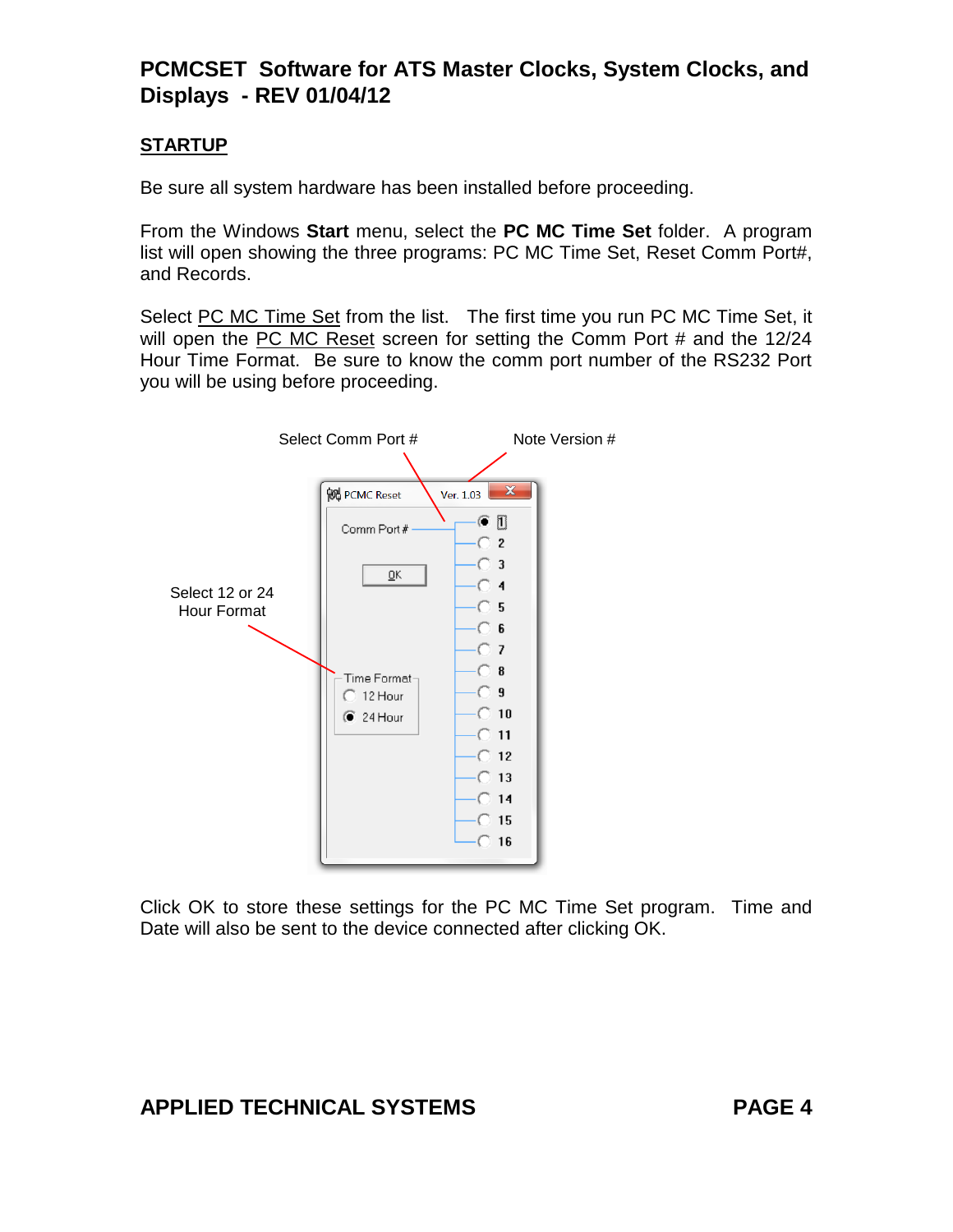## PCMCSET Software for ATS Master Clocks, System Clocks, and Displays - REV 01/04/12

**STARTUP**

Be sure all system hardware has been installed before proceeding.

From the Windows **Start** menu, select the **PC MC Time Set** folder. A program list will open showing the three programs: PC MC Time Set, Reset Comm Port#, and Records.

Select PC MC Time Set from the list. The first time you run PC MC Time Set, it will open the PC MC Reset screen for setting the Comm Port # and the 12/24 Hour Time Format. Be sure to know the comm port number of the RS232 Port you will be using before proceeding.

Select Comm Port # Note Version #

Select 12 or 24 Hour Format

PCMC Reset Ver. 1.03

Comm Port #

1 2 3 4 5 6 7 8 9 10 11 12 13 14 15 16

OK

Time Format
12 Hour
24 Hour

Click OK to store these settings for the PC MC Time Set program. Time and Date will also be sent to the device connected after clicking OK.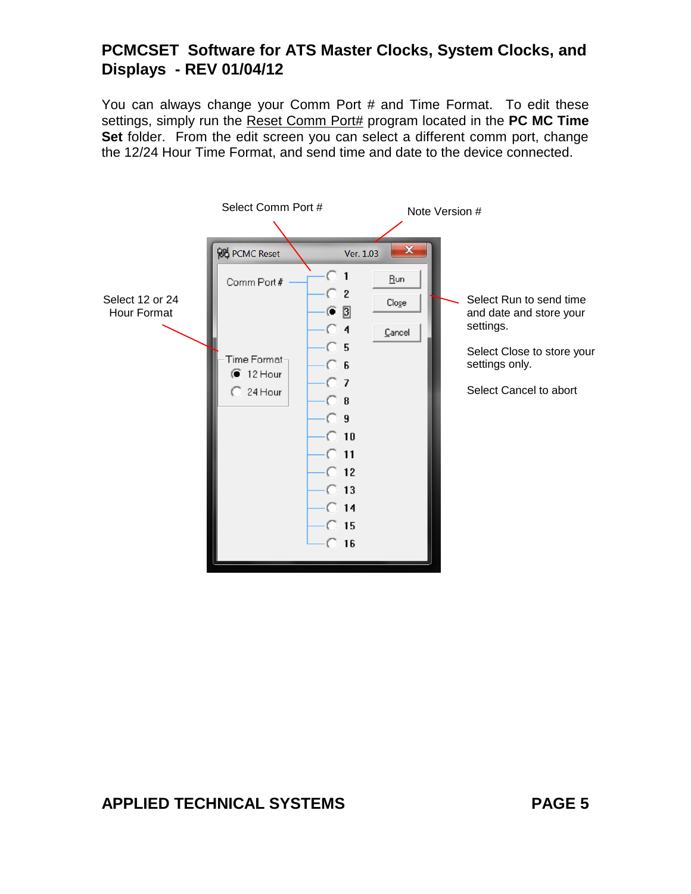You can always change your Comm Port # and Time Format. To edit these settings, simply run the Reset Comm Port# program located in the **PC MC Time Set** folder. From the edit screen you can select a different comm port, change the 12/24 Hour Time Format, and send time and date to the device connected.

Select Comm Port #

Note Version #

Select 12 or 24 Hour Format

Select Run to send time and date and store your settings.

Select Close to store your settings only.

Select Cancel to abort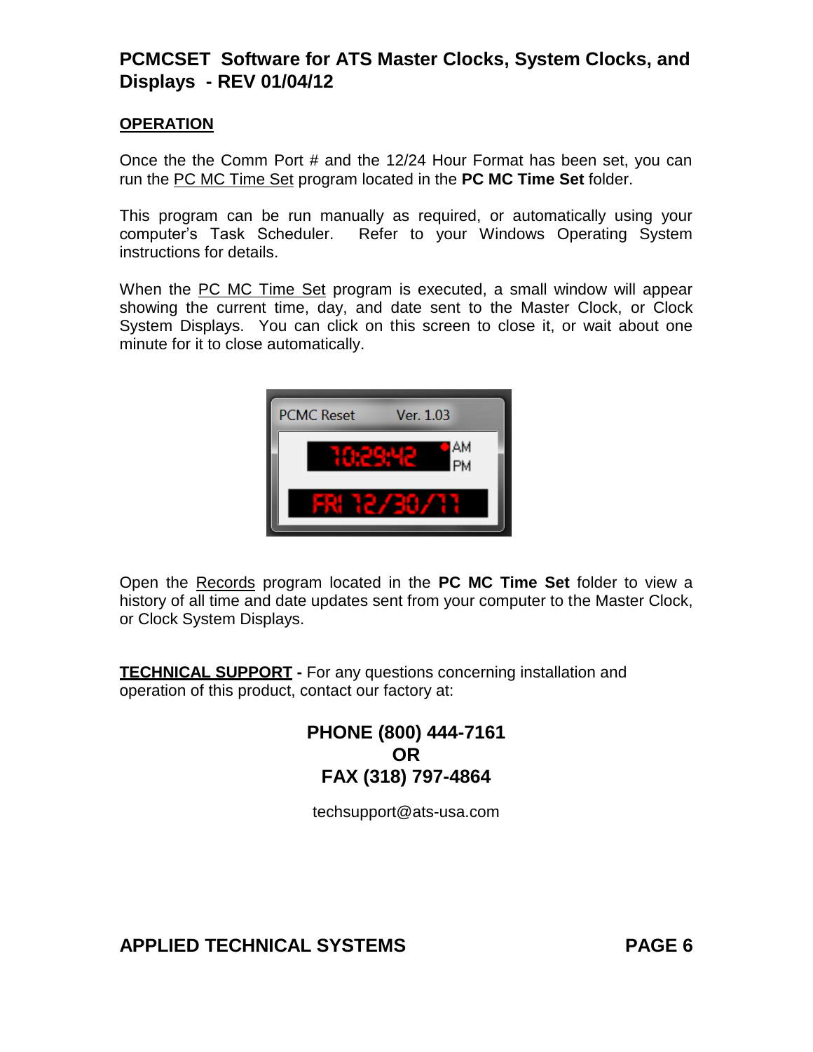## OPERATION

Once the the Comm Port # and the 12/24 Hour Format has been set, you can run the PC MC Time Set program located in the **PC MC Time Set** folder.

This program can be run manually as required, or automatically using your computer's Task Scheduler. Refer to your Windows Operating System instructions for details.

When the PC MC Time Set program is executed, a small window will appear showing the current time, day, and date sent to the Master Clock, or Clock System Displays. You can click on this screen to close it, or wait about one minute for it to close automatically.

PCMC Reset Ver. 1.03

10:29:42 AM PM

FRI 12/30/11

Open the Records program located in the **PC MC Time Set** folder to view a history of all time and date updates sent from your computer to the Master Clock, or Clock System Displays.

**TECHNICAL SUPPORT -** For any questions concerning installation and operation of this product, contact our factory at:

**PHONE (800) 444-7161**
**OR**
**FAX (318) 797-4864**

techsupport@ats-usa.com